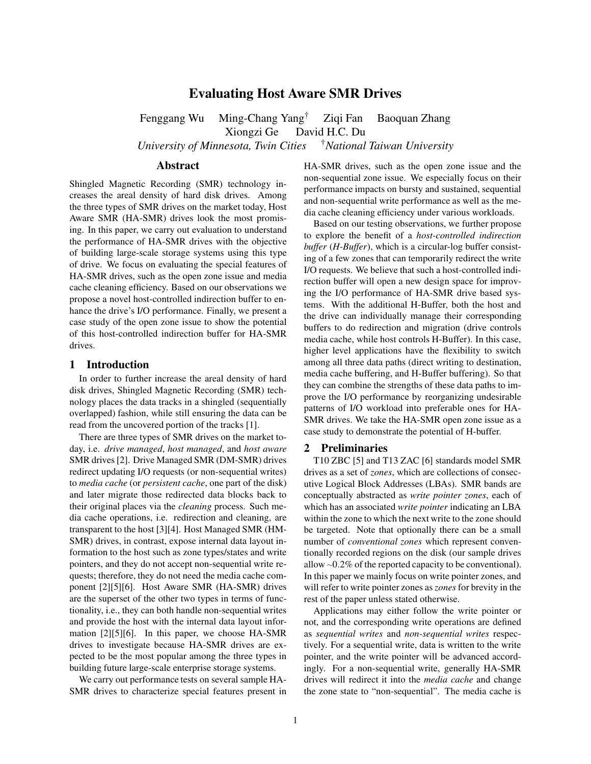# Evaluating Host Aware SMR Drives

Fenggang Wu  Ming-Chang Yang[†]  Ziqi Fan  Baoquan Zhang
Xiongzi Ge  David H.C. Du

*University of Minnesota, Twin Cities*  [†]*National Taiwan University*

## Abstract

Shingled Magnetic Recording (SMR) technology increases the areal density of hard disk drives. Among the three types of SMR drives on the market today, Host Aware SMR (HA-SMR) drives look the most promising. In this paper, we carry out evaluation to understand the performance of HA-SMR drives with the objective of building large-scale storage systems using this type of drive. We focus on evaluating the special features of HA-SMR drives, such as the open zone issue and media cache cleaning efficiency. Based on our observations we propose a novel host-controlled indirection buffer to enhance the drive's I/O performance. Finally, we present a case study of the open zone issue to show the potential of this host-controlled indirection buffer for HA-SMR drives.

## 1 Introduction

In order to further increase the areal density of hard disk drives, Shingled Magnetic Recording (SMR) technology places the data tracks in a shingled (sequentially overlapped) fashion, while still ensuring the data can be read from the uncovered portion of the tracks [1].

There are three types of SMR drives on the market today, i.e. *drive managed*, *host managed*, and *host aware* SMR drives [2]. Drive Managed SMR (DM-SMR) drives redirect updating I/O requests (or non-sequential writes) to *media cache* (or *persistent cache*, one part of the disk) and later migrate those redirected data blocks back to their original places via the *cleaning* process. Such media cache operations, i.e. redirection and cleaning, are transparent to the host [3][4]. Host Managed SMR (HM-SMR) drives, in contrast, expose internal data layout information to the host such as zone types/states and write pointers, and they do not accept non-sequential write requests; therefore, they do not need the media cache component [2][5][6]. Host Aware SMR (HA-SMR) drives are the superset of the other two types in terms of functionality, i.e., they can both handle non-sequential writes and provide the host with the internal data layout information [2][5][6]. In this paper, we choose HA-SMR drives to investigate because HA-SMR drives are expected to be the most popular among the three types in building future large-scale enterprise storage systems.

We carry out performance tests on several sample HA-SMR drives to characterize special features present in HA-SMR drives, such as the open zone issue and the non-sequential zone issue. We especially focus on their performance impacts on bursty and sustained, sequential and non-sequential write performance as well as the media cache cleaning efficiency under various workloads.

Based on our testing observations, we further propose to explore the benefit of a *host-controlled indirection buffer* (*H-Buffer*), which is a circular-log buffer consisting of a few zones that can temporarily redirect the write I/O requests. We believe that such a host-controlled indirection buffer will open a new design space for improving the I/O performance of HA-SMR drive based systems. With the additional H-Buffer, both the host and the drive can individually manage their corresponding buffers to do redirection and migration (drive controls media cache, while host controls H-Buffer). In this case, higher level applications have the flexibility to switch among all three data paths (direct writing to destination, media cache buffering, and H-Buffer buffering). So that they can combine the strengths of these data paths to improve the I/O performance by reorganizing undesirable patterns of I/O workload into preferable ones for HA-SMR drives. We take the HA-SMR open zone issue as a case study to demonstrate the potential of H-buffer.

## 2 Preliminaries

T10 ZBC [5] and T13 ZAC [6] standards model SMR drives as a set of *zones*, which are collections of consecutive Logical Block Addresses (LBAs). SMR bands are conceptually abstracted as *write pointer zones*, each of which has an associated *write pointer* indicating an LBA within the zone to which the next write to the zone should be targeted. Note that optionally there can be a small number of *conventional zones* which represent conventionally recorded regions on the disk (our sample drives allow ~0.2% of the reported capacity to be conventional). In this paper we mainly focus on write pointer zones, and will refer to write pointer zones as *zones* for brevity in the rest of the paper unless stated otherwise.

Applications may either follow the write pointer or not, and the corresponding write operations are defined as *sequential writes* and *non-sequential writes* respectively. For a sequential write, data is written to the write pointer, and the write pointer will be advanced accordingly. For a non-sequential write, generally HA-SMR drives will redirect it into the *media cache* and change the zone state to "non-sequential". The media cache is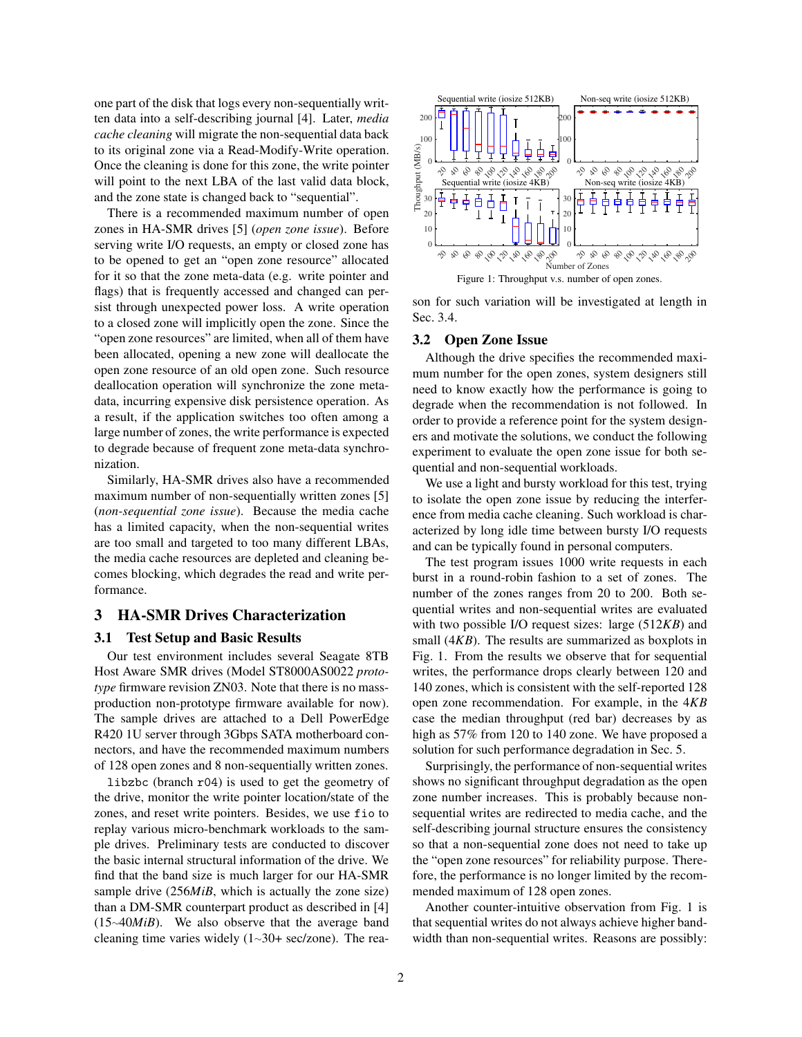one part of the disk that logs every non-sequentially written data into a self-describing journal [4]. Later, *media cache cleaning* will migrate the non-sequential data back to its original zone via a Read-Modify-Write operation. Once the cleaning is done for this zone, the write pointer will point to the next LBA of the last valid data block, and the zone state is changed back to "sequential".

There is a recommended maximum number of open zones in HA-SMR drives [5] (*open zone issue*). Before serving write I/O requests, an empty or closed zone has to be opened to get an "open zone resource" allocated for it so that the zone meta-data (e.g. write pointer and flags) that is frequently accessed and changed can persist through unexpected power loss. A write operation to a closed zone will implicitly open the zone. Since the "open zone resources" are limited, when all of them have been allocated, opening a new zone will deallocate the open zone resource of an old open zone. Such resource deallocation operation will synchronize the zone meta-data, incurring expensive disk persistence operation. As a result, if the application switches too often among a large number of zones, the write performance is expected to degrade because of frequent zone meta-data synchronization.

Similarly, HA-SMR drives also have a recommended maximum number of non-sequentially written zones [5] (*non-sequential zone issue*). Because the media cache has a limited capacity, when the non-sequential writes are too small and targeted to too many different LBAs, the media cache resources are depleted and cleaning becomes blocking, which degrades the read and write performance.

## 3 HA-SMR Drives Characterization

### 3.1 Test Setup and Basic Results

Our test environment includes several Seagate 8TB Host Aware SMR drives (Model ST8000AS0022 *prototype* firmware revision ZN03. Note that there is no mass-production non-prototype firmware available for now). The sample drives are attached to a Dell PowerEdge R420 1U server through 3Gbps SATA motherboard connectors, and have the recommended maximum numbers of 128 open zones and 8 non-sequentially written zones.

`libzbc` (branch `r04`) is used to get the geometry of the drive, monitor the write pointer location/state of the zones, and reset write pointers. Besides, we use `fio` to replay various micro-benchmark workloads to the sample drives. Preliminary tests are conducted to discover the basic internal structural information of the drive. We find that the band size is much larger for our HA-SMR sample drive (256*MiB*, which is actually the zone size) than a DM-SMR counterpart product as described in [4] (15~40*MiB*). We also observe that the average band cleaning time varies widely (1~30+ sec/zone). The reason for such variation will be investigated at length in Sec. 3.4.

Figure 1: Throughput v.s. number of open zones.

### 3.2 Open Zone Issue

Although the drive specifies the recommended maximum number for the open zones, system designers still need to know exactly how the performance is going to degrade when the recommendation is not followed. In order to provide a reference point for the system designers and motivate the solutions, we conduct the following experiment to evaluate the open zone issue for both sequential and non-sequential workloads.

We use a light and bursty workload for this test, trying to isolate the open zone issue by reducing the interference from media cache cleaning. Such workload is characterized by long idle time between bursty I/O requests and can be typically found in personal computers.

The test program issues 1000 write requests in each burst in a round-robin fashion to a set of zones. The number of the zones ranges from 20 to 200. Both sequential writes and non-sequential writes are evaluated with two possible I/O request sizes: large (512*KB*) and small (4*KB*). The results are summarized as boxplots in Fig. 1. From the results we observe that for sequential writes, the performance drops clearly between 120 and 140 zones, which is consistent with the self-reported 128 open zone recommendation. For example, in the 4*KB* case the median throughput (red bar) decreases by as high as 57% from 120 to 140 zone. We have proposed a solution for such performance degradation in Sec. 5.

Surprisingly, the performance of non-sequential writes shows no significant throughput degradation as the open zone number increases. This is probably because non-sequential writes are redirected to media cache, and the self-describing journal structure ensures the consistency so that a non-sequential zone does not need to take up the "open zone resources" for reliability purpose. Therefore, the performance is no longer limited by the recommended maximum of 128 open zones.

Another counter-intuitive observation from Fig. 1 is that sequential writes do not always achieve higher bandwidth than non-sequential writes. Reasons are possibly: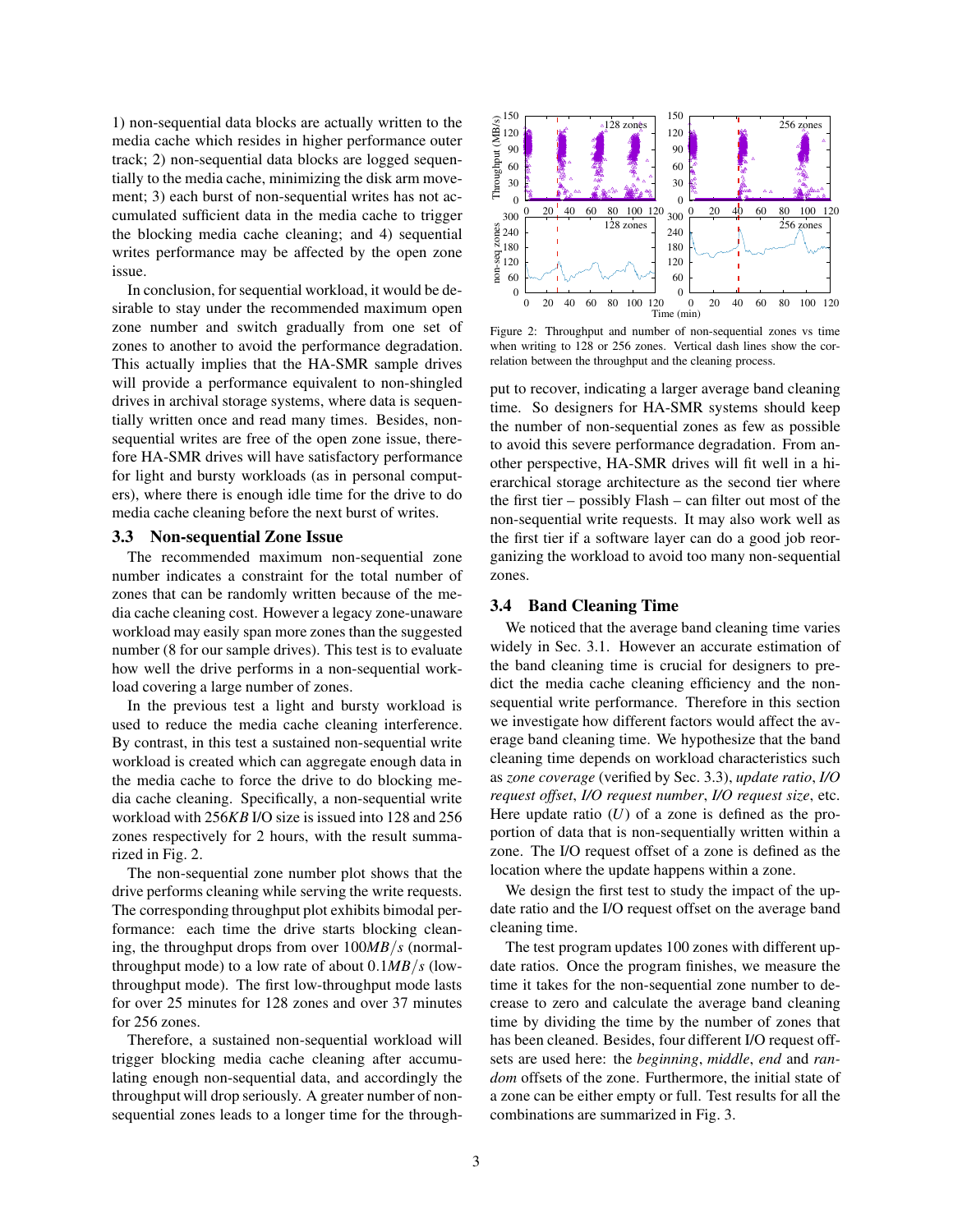1) non-sequential data blocks are actually written to the media cache which resides in higher performance outer track; 2) non-sequential data blocks are logged sequentially to the media cache, minimizing the disk arm movement; 3) each burst of non-sequential writes has not accumulated sufficient data in the media cache to trigger the blocking media cache cleaning; and 4) sequential writes performance may be affected by the open zone issue.

In conclusion, for sequential workload, it would be desirable to stay under the recommended maximum open zone number and switch gradually from one set of zones to another to avoid the performance degradation. This actually implies that the HA-SMR sample drives will provide a performance equivalent to non-shingled drives in archival storage systems, where data is sequentially written once and read many times. Besides, non-sequential writes are free of the open zone issue, therefore HA-SMR drives will have satisfactory performance for light and bursty workloads (as in personal computers), where there is enough idle time for the drive to do media cache cleaning before the next burst of writes.

### 3.3 Non-sequential Zone Issue

The recommended maximum non-sequential zone number indicates a constraint for the total number of zones that can be randomly written because of the media cache cleaning cost. However a legacy zone-unaware workload may easily span more zones than the suggested number (8 for our sample drives). This test is to evaluate how well the drive performs in a non-sequential workload covering a large number of zones.

In the previous test a light and bursty workload is used to reduce the media cache cleaning interference. By contrast, in this test a sustained non-sequential write workload is created which can aggregate enough data in the media cache to force the drive to do blocking media cache cleaning. Specifically, a non-sequential write workload with $256KB$ I/O size is issued into 128 and 256 zones respectively for 2 hours, with the result summarized in Fig. 2.

The non-sequential zone number plot shows that the drive performs cleaning while serving the write requests. The corresponding throughput plot exhibits bimodal performance: each time the drive starts blocking cleaning, the throughput drops from over $100MB/s$ (normal-throughput mode) to a low rate of about $0.1MB/s$ (low-throughput mode). The first low-throughput mode lasts for over 25 minutes for 128 zones and over 37 minutes for 256 zones.

Therefore, a sustained non-sequential workload will trigger blocking media cache cleaning after accumulating enough non-sequential data, and accordingly the throughput will drop seriously. A greater number of non-sequential zones leads to a longer time for the throughput to recover, indicating a larger average band cleaning time. So designers for HA-SMR systems should keep the number of non-sequential zones as few as possible to avoid this severe performance degradation. From another perspective, HA-SMR drives will fit well in a hierarchical storage architecture as the second tier where the first tier – possibly Flash – can filter out most of the non-sequential write requests. It may also work well as the first tier if a software layer can do a good job reorganizing the workload to avoid too many non-sequential zones.

Figure 2: Throughput and number of non-sequential zones vs time when writing to 128 or 256 zones. Vertical dash lines show the correlation between the throughput and the cleaning process.

### 3.4 Band Cleaning Time

We noticed that the average band cleaning time varies widely in Sec. 3.1. However an accurate estimation of the band cleaning time is crucial for designers to predict the media cache cleaning efficiency and the non-sequential write performance. Therefore in this section we investigate how different factors would affect the average band cleaning time. We hypothesize that the band cleaning time depends on workload characteristics such as *zone coverage* (verified by Sec. 3.3), *update ratio*, *I/O request offset*, *I/O request number*, *I/O request size*, etc. Here update ratio ($U$) of a zone is defined as the proportion of data that is non-sequentially written within a zone. The I/O request offset of a zone is defined as the location where the update happens within a zone.

We design the first test to study the impact of the update ratio and the I/O request offset on the average band cleaning time.

The test program updates 100 zones with different update ratios. Once the program finishes, we measure the time it takes for the non-sequential zone number to decrease to zero and calculate the average band cleaning time by dividing the time by the number of zones that has been cleaned. Besides, four different I/O request offsets are used here: the *beginning*, *middle*, *end* and *random* offsets of the zone. Furthermore, the initial state of a zone can be either empty or full. Test results for all the combinations are summarized in Fig. 3.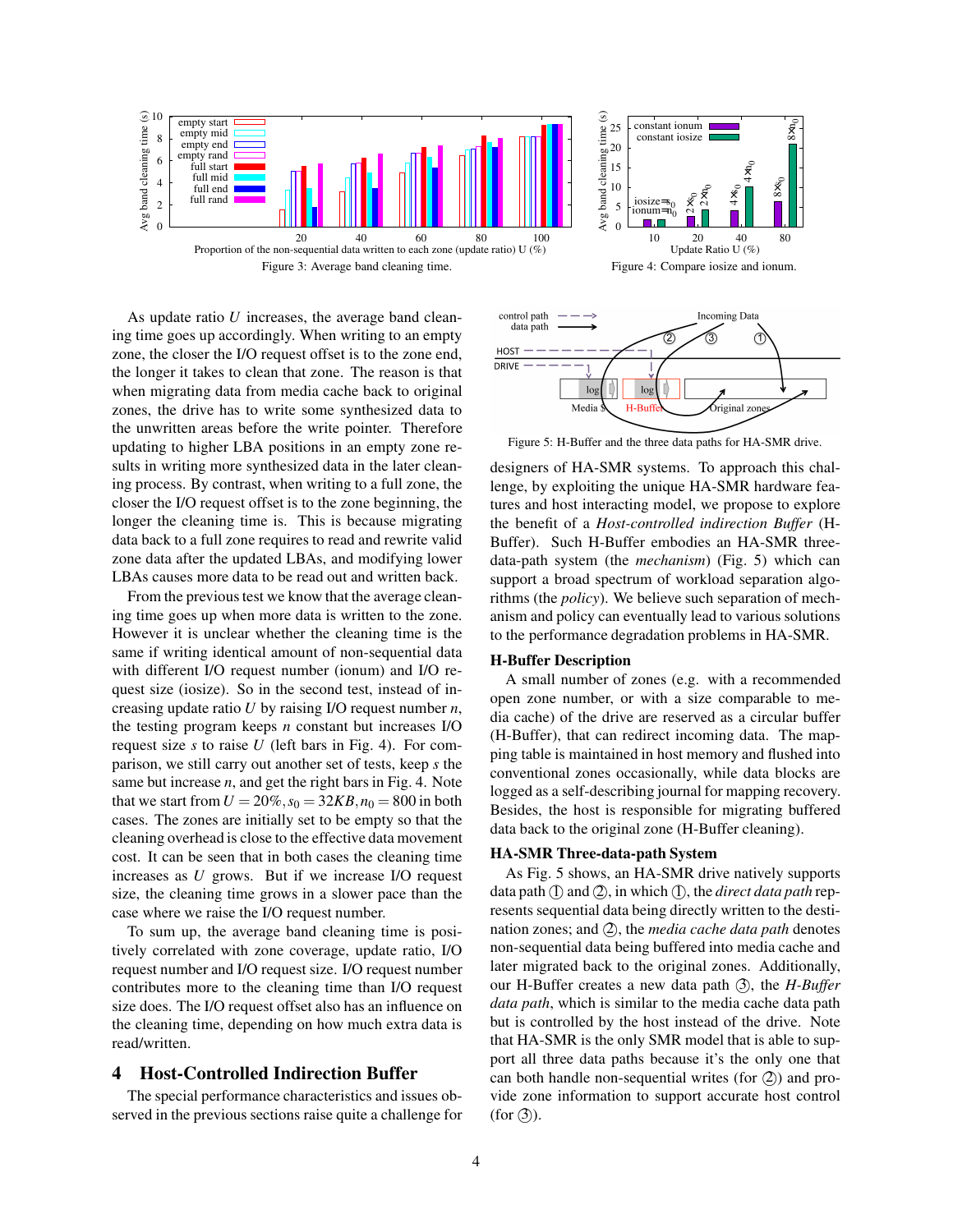Figure 3: Average band cleaning time.

Figure 4: Compare iosize and ionum.

As update ratio $U$ increases, the average band cleaning time goes up accordingly. When writing to an empty zone, the closer the I/O request offset is to the zone end, the longer it takes to clean that zone. The reason is that when migrating data from media cache back to original zones, the drive has to write some synthesized data to the unwritten areas before the write pointer. Therefore updating to higher LBA positions in an empty zone results in writing more synthesized data in the later cleaning process. By contrast, when writing to a full zone, the closer the I/O request offset is to the zone beginning, the longer the cleaning time is. This is because migrating data back to a full zone requires to read and rewrite valid zone data after the updated LBAs, and modifying lower LBAs causes more data to be read out and written back.

From the previous test we know that the average cleaning time goes up when more data is written to the zone. However it is unclear whether the cleaning time is the same if writing identical amount of non-sequential data with different I/O request number (ionum) and I/O request size (iosize). So in the second test, instead of increasing update ratio $U$ by raising I/O request number $n$, the testing program keeps $n$ constant but increases I/O request size $s$ to raise $U$ (left bars in Fig. 4). For comparison, we still carry out another set of tests, keep $s$ the same but increase $n$, and get the right bars in Fig. 4. Note that we start from $U = 20\%, s_0 = 32KB, n_0 = 800$ in both cases. The zones are initially set to be empty so that the cleaning overhead is close to the effective data movement cost. It can be seen that in both cases the cleaning time increases as $U$ grows. But if we increase I/O request size, the cleaning time grows in a slower pace than the case where we raise the I/O request number.

To sum up, the average band cleaning time is positively correlated with zone coverage, update ratio, I/O request number and I/O request size. I/O request number contributes more to the cleaning time than I/O request size does. The I/O request offset also has an influence on the cleaning time, depending on how much extra data is read/written.

# 4 Host-Controlled Indirection Buffer

The special performance characteristics and issues observed in the previous sections raise quite a challenge for designers of HA-SMR systems. To approach this challenge, by exploiting the unique HA-SMR hardware features and host interacting model, we propose to explore the benefit of a *Host-controlled indirection Buffer* (H-Buffer). Such H-Buffer embodies an HA-SMR three-data-path system (the *mechanism*) (Fig. 5) which can support a broad spectrum of workload separation algorithms (the *policy*). We believe such separation of mechanism and policy can eventually lead to various solutions to the performance degradation problems in HA-SMR.

Figure 5: H-Buffer and the three data paths for HA-SMR drive.

### H-Buffer Description

A small number of zones (e.g. with a recommended open zone number, or with a size comparable to media cache) of the drive are reserved as a circular buffer (H-Buffer), that can redirect incoming data. The mapping table is maintained in host memory and flushed into conventional zones occasionally, while data blocks are logged as a self-describing journal for mapping recovery. Besides, the host is responsible for migrating buffered data back to the original zone (H-Buffer cleaning).

### HA-SMR Three-data-path System

As Fig. 5 shows, an HA-SMR drive natively supports data path ① and ②, in which ①, the *direct data path* represents sequential data being directly written to the destination zones; and ②, the *media cache data path* denotes non-sequential data being buffered into media cache and later migrated back to the original zones. Additionally, our H-Buffer creates a new data path ③, the *H-Buffer data path*, which is similar to the media cache data path but is controlled by the host instead of the drive. Note that HA-SMR is the only SMR model that is able to support all three data paths because it's the only one that can both handle non-sequential writes (for ②) and provide zone information to support accurate host control (for ③).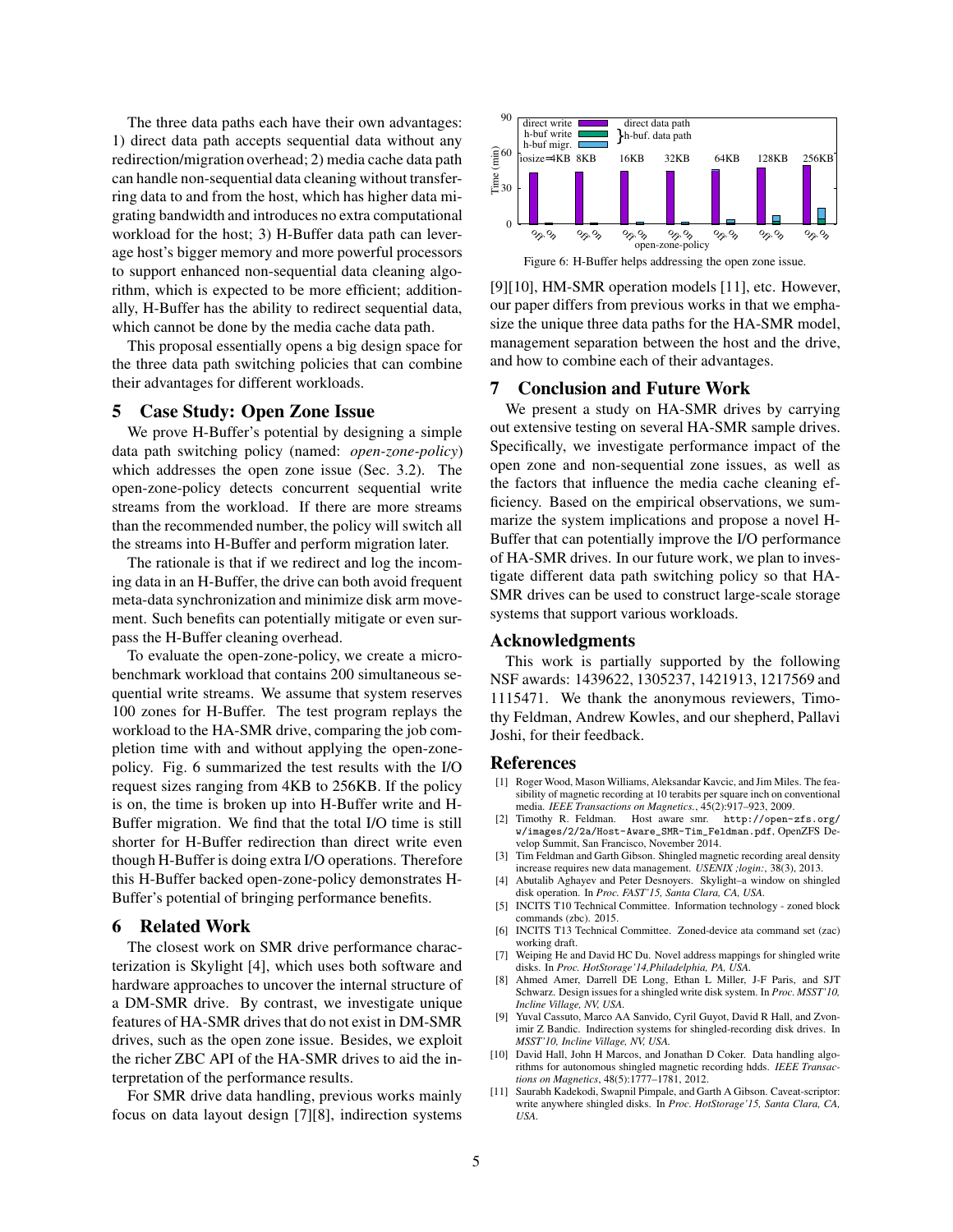The three data paths each have their own advantages: 1) direct data path accepts sequential data without any redirection/migration overhead; 2) media cache data path can handle non-sequential data cleaning without transferring data to and from the host, which has higher data migrating bandwidth and introduces no extra computational workload for the host; 3) H-Buffer data path can leverage host's bigger memory and more powerful processors to support enhanced non-sequential data cleaning algorithm, which is expected to be more efficient; additionally, H-Buffer has the ability to redirect sequential data, which cannot be done by the media cache data path.

This proposal essentially opens a big design space for the three data path switching policies that can combine their advantages for different workloads.

## 5 Case Study: Open Zone Issue

We prove H-Buffer's potential by designing a simple data path switching policy (named: *open-zone-policy*) which addresses the open zone issue (Sec. 3.2). The open-zone-policy detects concurrent sequential write streams from the workload. If there are more streams than the recommended number, the policy will switch all the streams into H-Buffer and perform migration later.

The rationale is that if we redirect and log the incoming data in an H-Buffer, the drive can both avoid frequent meta-data synchronization and minimize disk arm movement. Such benefits can potentially mitigate or even surpass the H-Buffer cleaning overhead.

To evaluate the open-zone-policy, we create a microbenchmark workload that contains 200 simultaneous sequential write streams. We assume that system reserves 100 zones for H-Buffer. The test program replays the workload to the HA-SMR drive, comparing the job completion time with and without applying the open-zone-policy. Fig. 6 summarized the test results with the I/O request sizes ranging from 4KB to 256KB. If the policy is on, the time is broken up into H-Buffer write and H-Buffer migration. We find that the total I/O time is still shorter for H-Buffer redirection than direct write even though H-Buffer is doing extra I/O operations. Therefore this H-Buffer backed open-zone-policy demonstrates H-Buffer's potential of bringing performance benefits.

Time (min)
90
60
30
0
direct write
h-buf write
h-buf migr.
direct data path
h-buf. data path
iosize=4KB 8KB 16KB 32KB 64KB 128KB 256KB
off on off on off on off on off on off on off on
open-zone-policy

Figure 6: H-Buffer helps addressing the open zone issue.

## 6 Related Work

The closest work on SMR drive performance characterization is Skylight [4], which uses both software and hardware approaches to uncover the internal structure of a DM-SMR drive. By contrast, we investigate unique features of HA-SMR drives that do not exist in DM-SMR drives, such as the open zone issue. Besides, we exploit the richer ZBC API of the HA-SMR drives to aid the interpretation of the performance results.

For SMR drive data handling, previous works mainly focus on data layout design [7][8], indirection systems [9][10], HM-SMR operation models [11], etc. However, our paper differs from previous works in that we emphasize the unique three data paths for the HA-SMR model, management separation between the host and the drive, and how to combine each of their advantages.

## 7 Conclusion and Future Work

We present a study on HA-SMR drives by carrying out extensive testing on several HA-SMR sample drives. Specifically, we investigate performance impact of the open zone and non-sequential zone issues, as well as the factors that influence the media cache cleaning efficiency. Based on the empirical observations, we summarize the system implications and propose a novel H-Buffer that can potentially improve the I/O performance of HA-SMR drives. In our future work, we plan to investigate different data path switching policy so that HA-SMR drives can be used to construct large-scale storage systems that support various workloads.

## Acknowledgments

This work is partially supported by the following NSF awards: 1439622, 1305237, 1421913, 1217569 and 1115471. We thank the anonymous reviewers, Timothy Feldman, Andrew Kowles, and our shepherd, Pallavi Joshi, for their feedback.

## References

[1] Roger Wood, Mason Williams, Aleksandar Kavcic, and Jim Miles. The feasibility of magnetic recording at 10 terabits per square inch on conventional media. *IEEE Transactions on Magnetics.*, 45(2):917–923, 2009.

[2] Timothy R. Feldman. Host aware smr. `http://open-zfs.org/w/images/2/2a/Host-Aware_SMR-Tim_Feldman.pdf`, OpenZFS Develop Summit, San Francisco, November 2014.

[3] Tim Feldman and Garth Gibson. Shingled magnetic recording areal density increase requires new data management. *USENIX ;login:*, 38(3), 2013.

[4] Abutalib Aghayev and Peter Desnoyers. Skylight–a window on shingled disk operation. In *Proc. FAST'15, Santa Clara, CA, USA.*

[5] INCITS T10 Technical Committee. Information technology - zoned block commands (zbc). 2015.

[6] INCITS T13 Technical Committee. Zoned-device ata command set (zac) working draft.

[7] Weiping He and David HC Du. Novel address mappings for shingled write disks. In *Proc. HotStorage'14,Philadelphia, PA, USA.*

[8] Ahmed Amer, Darrell DE Long, Ethan L Miller, J-F Paris, and SJT Schwarz. Design issues for a shingled write disk system. In *Proc. MSST'10, Incline Village, NV, USA.*

[9] Yuval Cassuto, Marco AA Sanvido, Cyril Guyot, David R Hall, and Zvonimir Z Bandic. Indirection systems for shingled-recording disk drives. In *MSST'10, Incline Village, NV, USA.*

[10] David Hall, John H Marcos, and Jonathan D Coker. Data handling algorithms for autonomous shingled magnetic recording hdds. *IEEE Transactions on Magnetics*, 48(5):1777–1781, 2012.

[11] Saurabh Kadekodi, Swapnil Pimpale, and Garth A Gibson. Caveat-scriptor: write anywhere shingled disks. In *Proc. HotStorage'15, Santa Clara, CA, USA.*